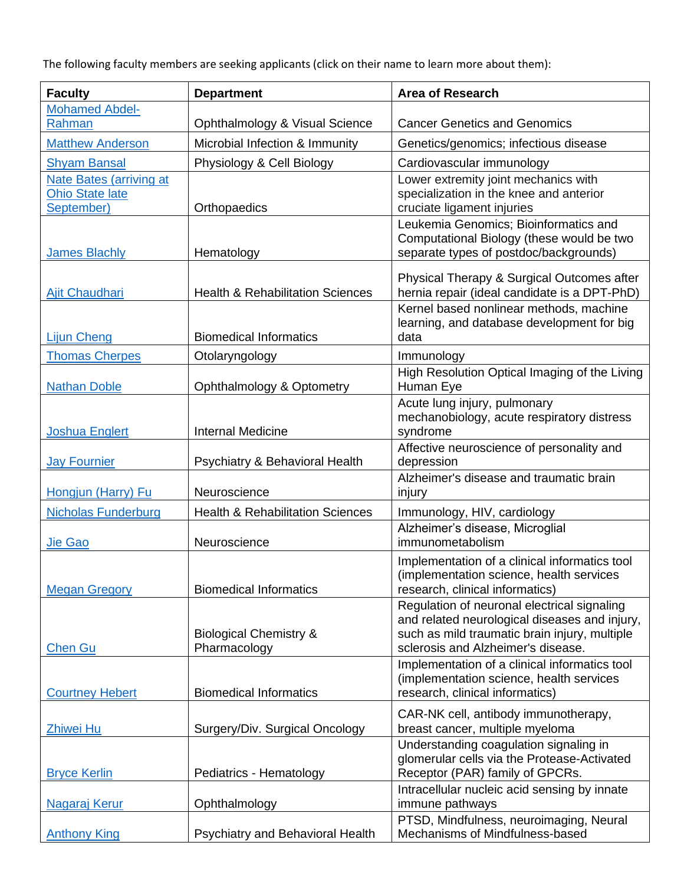The following faculty members are seeking applicants (click on their name to learn more about them):

| Faculty | Department | Area of Research |
|---|---|---|
| Mohamed Abdel-Rahman | Ophthalmology & Visual Science | Cancer Genetics and Genomics |
| Matthew Anderson | Microbial Infection & Immunity | Genetics/genomics; infectious disease |
| Shyam Bansal | Physiology & Cell Biology | Cardiovascular immunology |
| Nate Bates (arriving at Ohio State late September) | Orthopaedics | Lower extremity joint mechanics with specialization in the knee and anterior cruciate ligament injuries |
| James Blachly | Hematology | Leukemia Genomics; Bioinformatics and Computational Biology (these would be two separate types of postdoc/backgrounds) |
| Ajit Chaudhari | Health & Rehabilitation Sciences | Physical Therapy & Surgical Outcomes after hernia repair (ideal candidate is a DPT-PhD) |
| Lijun Cheng | Biomedical Informatics | Kernel based nonlinear methods, machine learning, and database development for big data |
| Thomas Cherpes | Otolaryngology | Immunology |
| Nathan Doble | Ophthalmology & Optometry | High Resolution Optical Imaging of the Living Human Eye |
| Joshua Englert | Internal Medicine | Acute lung injury, pulmonary mechanobiology, acute respiratory distress syndrome |
| Jay Fournier | Psychiatry & Behavioral Health | Affective neuroscience of personality and depression |
| Hongjun (Harry) Fu | Neuroscience | Alzheimer's disease and traumatic brain injury |
| Nicholas Funderburg | Health & Rehabilitation Sciences | Immunology, HIV, cardiology |
| Jie Gao | Neuroscience | Alzheimer’s disease, Microglial immunometabolism |
| Megan Gregory | Biomedical Informatics | Implementation of a clinical informatics tool (implementation science, health services research, clinical informatics) |
| Chen Gu | Biological Chemistry & Pharmacology | Regulation of neuronal electrical signaling and related neurological diseases and injury, such as mild traumatic brain injury, multiple sclerosis and Alzheimer's disease. |
| Courtney Hebert | Biomedical Informatics | Implementation of a clinical informatics tool (implementation science, health services research, clinical informatics) |
| Zhiwei Hu | Surgery/Div. Surgical Oncology | CAR-NK cell, antibody immunotherapy, breast cancer, multiple myeloma |
| Bryce Kerlin | Pediatrics - Hematology | Understanding coagulation signaling in glomerular cells via the Protease-Activated Receptor (PAR) family of GPCRs. |
| Nagaraj Kerur | Ophthalmology | Intracellular nucleic acid sensing by innate immune pathways |
| Anthony King | Psychiatry and Behavioral Health | PTSD, Mindfulness, neuroimaging, Neural Mechanisms of Mindfulness-based |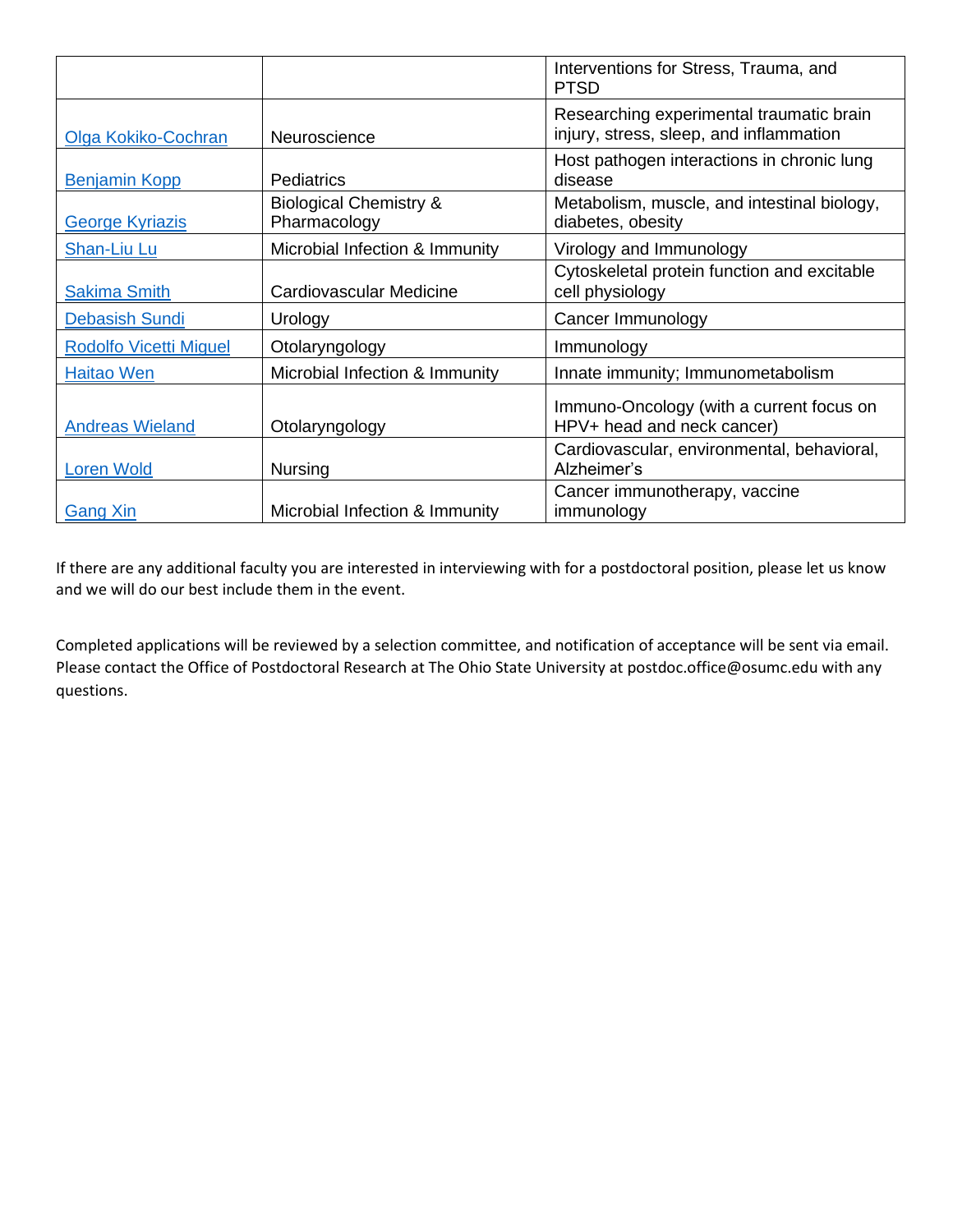| | | |
|---|---|---|
| | | Interventions for Stress, Trauma, and PTSD |
| Olga Kokiko-Cochran | Neuroscience | Researching experimental traumatic brain injury, stress, sleep, and inflammation |
| Benjamin Kopp | Pediatrics | Host pathogen interactions in chronic lung disease |
| George Kyriazis | Biological Chemistry & Pharmacology | Metabolism, muscle, and intestinal biology, diabetes, obesity |
| Shan-Liu Lu | Microbial Infection & Immunity | Virology and Immunology |
| Sakima Smith | Cardiovascular Medicine | Cytoskeletal protein function and excitable cell physiology |
| Debasish Sundi | Urology | Cancer Immunology |
| Rodolfo Vicetti Miguel | Otolaryngology | Immunology |
| Haitao Wen | Microbial Infection & Immunity | Innate immunity; Immunometabolism |
| Andreas Wieland | Otolaryngology | Immuno-Oncology (with a current focus on HPV+ head and neck cancer) |
| Loren Wold | Nursing | Cardiovascular, environmental, behavioral, Alzheimer's |
| Gang Xin | Microbial Infection & Immunity | Cancer immunotherapy, vaccine immunology |

If there are any additional faculty you are interested in interviewing with for a postdoctoral position, please let us know and we will do our best include them in the event.

Completed applications will be reviewed by a selection committee, and notification of acceptance will be sent via email. Please contact the Office of Postdoctoral Research at The Ohio State University at postdoc.office@osumc.edu with any questions.